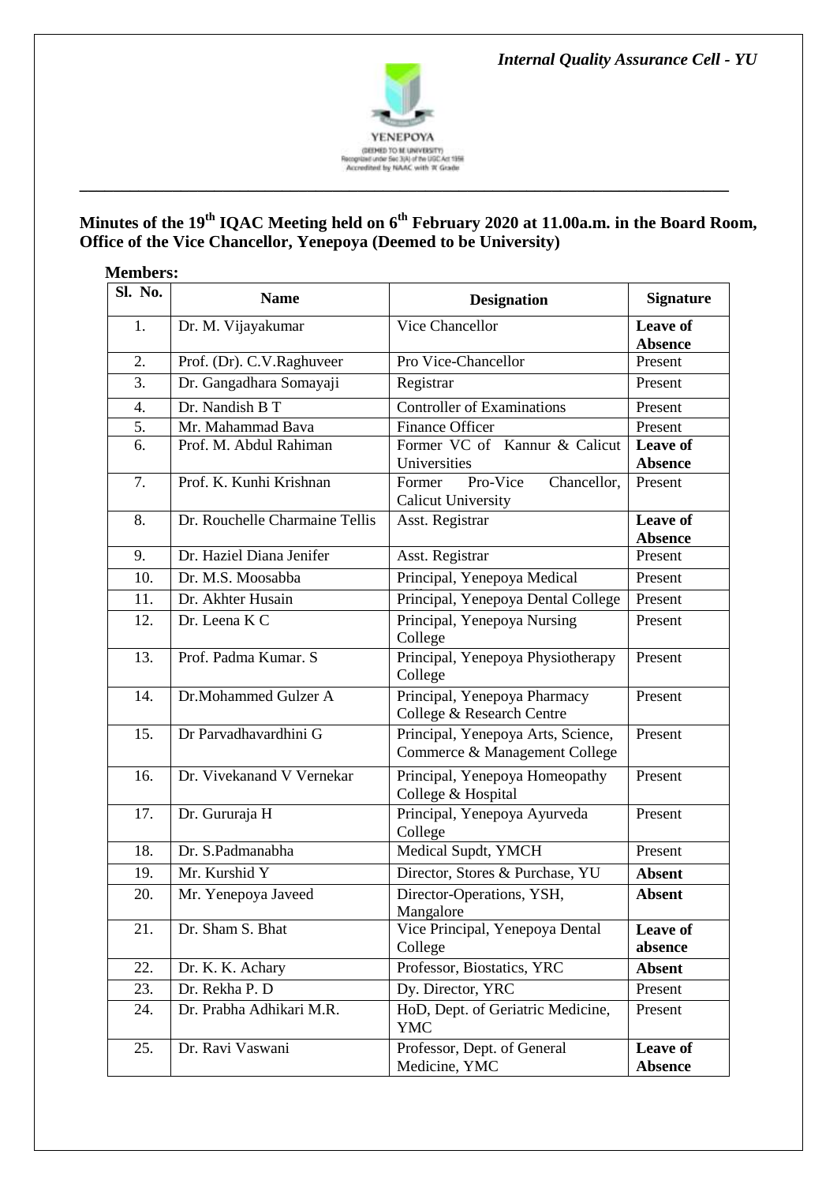*Internal Quality Assurance Cell - YU*

YENEPOYA
(DEEMED TO BE UNIVERSITY)
Recognized under Sec 3(A) of the UGC Act 1956
Accredited by NAAC with 'A' Grade

## Minutes of the 19th IQAC Meeting held on 6th February 2020 at 11.00a.m. in the Board Room, Office of the Vice Chancellor, Yenepoya (Deemed to be University)

**Members:**

| Sl. No. | Name | Designation | Signature |
|---|---|---|---|
| 1. | Dr. M. Vijayakumar | Vice Chancellor | **Leave of Absence** |
| 2. | Prof. (Dr). C.V.Raghuveer | Pro Vice-Chancellor | Present |
| 3. | Dr. Gangadhara Somayaji | Registrar | Present |
| 4. | Dr. Nandish B T | Controller of Examinations | Present |
| 5. | Mr. Mahammad Bava | Finance Officer | Present |
| 6. | Prof. M. Abdul Rahiman | Former VC of Kannur & Calicut Universities | **Leave of Absence** |
| 7. | Prof. K. Kunhi Krishnan | Former Pro-Vice Chancellor, Calicut University | Present |
| 8. | Dr. Rouchelle Charmaine Tellis | Asst. Registrar | **Leave of Absence** |
| 9. | Dr. Haziel Diana Jenifer | Asst. Registrar | Present |
| 10. | Dr. M.S. Moosabba | Principal, Yenepoya Medical | Present |
| 11. | Dr. Akhter Husain | Principal, Yenepoya Dental College | Present |
| 12. | Dr. Leena K C | Principal, Yenepoya Nursing College | Present |
| 13. | Prof. Padma Kumar. S | Principal, Yenepoya Physiotherapy College | Present |
| 14. | Dr.Mohammed Gulzer A | Principal, Yenepoya Pharmacy College & Research Centre | Present |
| 15. | Dr Parvadhavardhini G | Principal, Yenepoya Arts, Science, Commerce & Management College | Present |
| 16. | Dr. Vivekanand V Vernekar | Principal, Yenepoya Homeopathy College & Hospital | Present |
| 17. | Dr. Gururaja H | Principal, Yenepoya Ayurveda College | Present |
| 18. | Dr. S.Padmanabha | Medical Supdt, YMCH | Present |
| 19. | Mr. Kurshid Y | Director, Stores & Purchase, YU | **Absent** |
| 20. | Mr. Yenepoya Javeed | Director-Operations, YSH, Mangalore | **Absent** |
| 21. | Dr. Sham S. Bhat | Vice Principal, Yenepoya Dental College | **Leave of absence** |
| 22. | Dr. K. K. Achary | Professor, Biostatics, YRC | **Absent** |
| 23. | Dr. Rekha P. D | Dy. Director, YRC | Present |
| 24. | Dr. Prabha Adhikari M.R. | HoD, Dept. of Geriatric Medicine, YMC | Present |
| 25. | Dr. Ravi Vaswani | Professor, Dept. of General Medicine, YMC | **Leave of Absence** |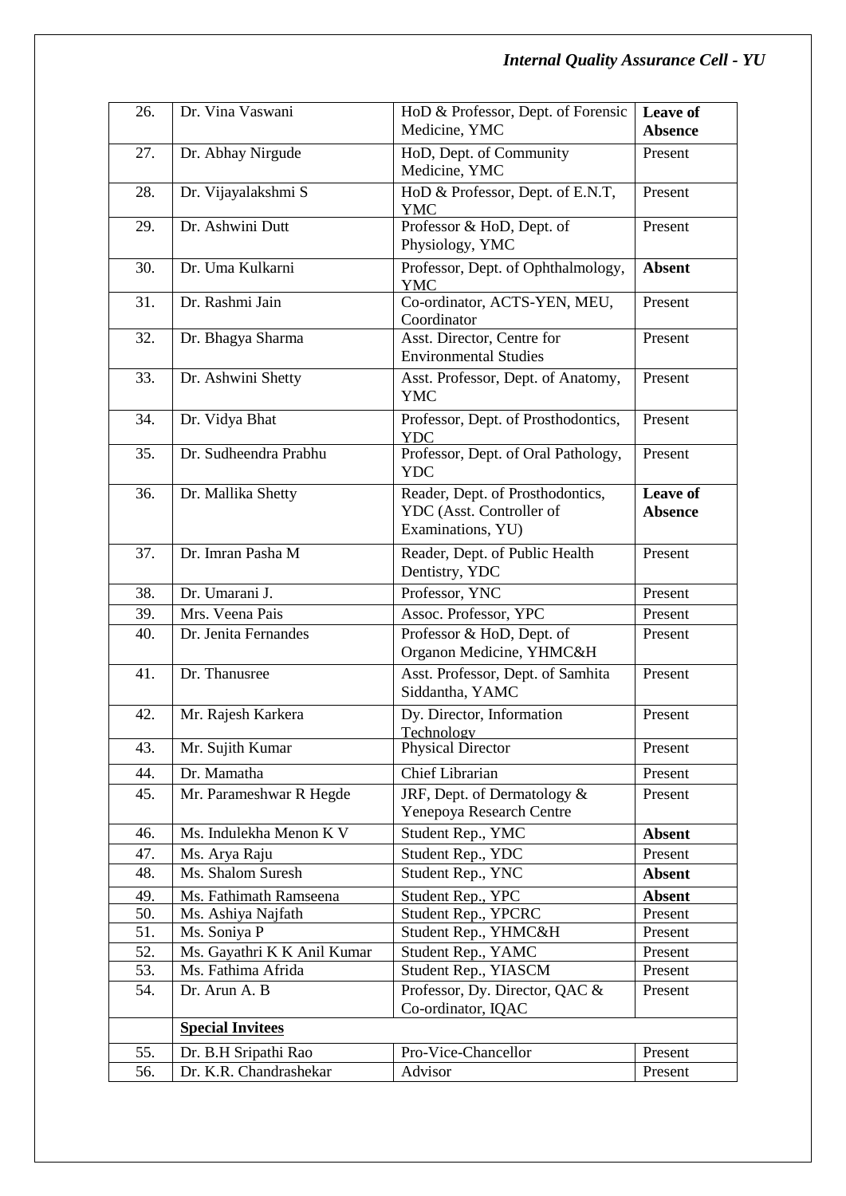| | | | |
|---|---|---|---|
| 26. | Dr. Vina Vaswani | HoD & Professor, Dept. of Forensic Medicine, YMC | **Leave of Absence** |
| 27. | Dr. Abhay Nirgude | HoD, Dept. of Community Medicine, YMC | Present |
| 28. | Dr. Vijayalakshmi S | HoD & Professor, Dept. of E.N.T, YMC | Present |
| 29. | Dr. Ashwini Dutt | Professor & HoD, Dept. of Physiology, YMC | Present |
| 30. | Dr. Uma Kulkarni | Professor, Dept. of Ophthalmology, YMC | **Absent** |
| 31. | Dr. Rashmi Jain | Co-ordinator, ACTS-YEN, MEU, Coordinator | Present |
| 32. | Dr. Bhagya Sharma | Asst. Director, Centre for Environmental Studies | Present |
| 33. | Dr. Ashwini Shetty | Asst. Professor, Dept. of Anatomy, YMC | Present |
| 34. | Dr. Vidya Bhat | Professor, Dept. of Prosthodontics, YDC | Present |
| 35. | Dr. Sudheendra Prabhu | Professor, Dept. of Oral Pathology, YDC | Present |
| 36. | Dr. Mallika Shetty | Reader, Dept. of Prosthodontics, YDC (Asst. Controller of Examinations, YU) | **Leave of Absence** |
| 37. | Dr. Imran Pasha M | Reader, Dept. of Public Health Dentistry, YDC | Present |
| 38. | Dr. Umarani J. | Professor, YNC | Present |
| 39. | Mrs. Veena Pais | Assoc. Professor, YPC | Present |
| 40. | Dr. Jenita Fernandes | Professor & HoD, Dept. of Organon Medicine, YHMC&H | Present |
| 41. | Dr. Thanusree | Asst. Professor, Dept. of Samhita Siddantha, YAMC | Present |
| 42. | Mr. Rajesh Karkera | Dy. Director, Information Technology | Present |
| 43. | Mr. Sujith Kumar | Physical Director | Present |
| 44. | Dr. Mamatha | Chief Librarian | Present |
| 45. | Mr. Parameshwar R Hegde | JRF, Dept. of Dermatology & Yenepoya Research Centre | Present |
| 46. | Ms. Indulekha Menon K V | Student Rep., YMC | **Absent** |
| 47. | Ms. Arya Raju | Student Rep., YDC | Present |
| 48. | Ms. Shalom Suresh | Student Rep., YNC | **Absent** |
| 49. | Ms. Fathimath Ramseena | Student Rep., YPC | **Absent** |
| 50. | Ms. Ashiya Najfath | Student Rep., YPCRC | Present |
| 51. | Ms. Soniya P | Student Rep., YHMC&H | Present |
| 52. | Ms. Gayathri K K Anil Kumar | Student Rep., YAMC | Present |
| 53. | Ms. Fathima Afrida | Student Rep., YIASCM | Present |
| 54. | Dr. Arun A. B | Professor, Dy. Director, QAC & Co-ordinator, IQAC | Present |
| | **Special Invitees** | | |
| 55. | Dr. B.H Sripathi Rao | Pro-Vice-Chancellor | Present |
| 56. | Dr. K.R. Chandrashekar | Advisor | Present |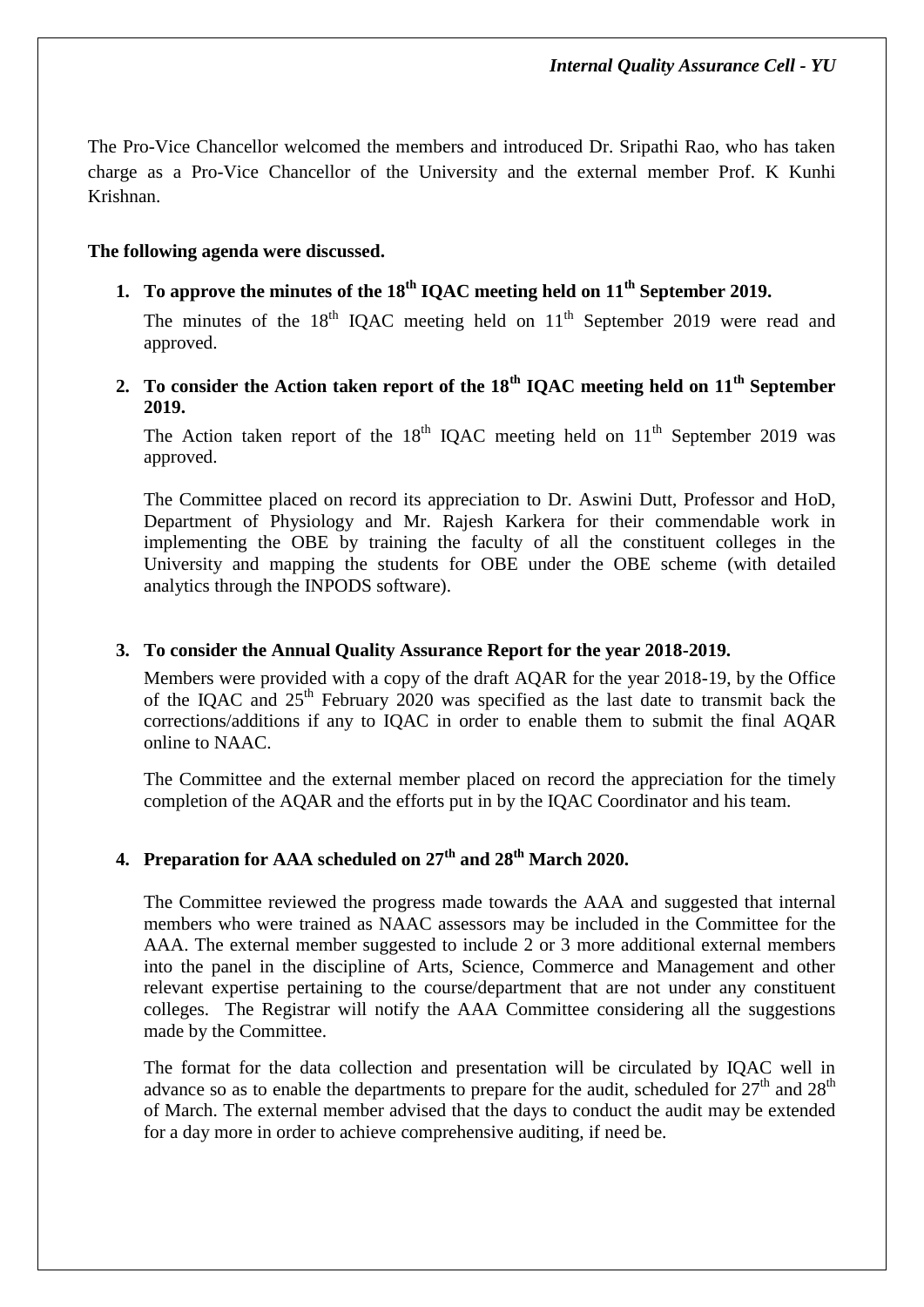The Pro-Vice Chancellor welcomed the members and introduced Dr. Sripathi Rao, who has taken charge as a Pro-Vice Chancellor of the University and the external member Prof. K Kunhi Krishnan.

**The following agenda were discussed.**

1. **To approve the minutes of the 18th IQAC meeting held on 11th September 2019.**

   The minutes of the 18th IQAC meeting held on 11th September 2019 were read and approved.

2. **To consider the Action taken report of the 18th IQAC meeting held on 11th September 2019.**

   The Action taken report of the 18th IQAC meeting held on 11th September 2019 was approved.

   The Committee placed on record its appreciation to Dr. Aswini Dutt, Professor and HoD, Department of Physiology and Mr. Rajesh Karkera for their commendable work in implementing the OBE by training the faculty of all the constituent colleges in the University and mapping the students for OBE under the OBE scheme (with detailed analytics through the INPODS software).

3. **To consider the Annual Quality Assurance Report for the year 2018-2019.**

   Members were provided with a copy of the draft AQAR for the year 2018-19, by the Office of the IQAC and 25th February 2020 was specified as the last date to transmit back the corrections/additions if any to IQAC in order to enable them to submit the final AQAR online to NAAC.

   The Committee and the external member placed on record the appreciation for the timely completion of the AQAR and the efforts put in by the IQAC Coordinator and his team.

4. **Preparation for AAA scheduled on 27th and 28th March 2020.**

   The Committee reviewed the progress made towards the AAA and suggested that internal members who were trained as NAAC assessors may be included in the Committee for the AAA. The external member suggested to include 2 or 3 more additional external members into the panel in the discipline of Arts, Science, Commerce and Management and other relevant expertise pertaining to the course/department that are not under any constituent colleges. The Registrar will notify the AAA Committee considering all the suggestions made by the Committee.

   The format for the data collection and presentation will be circulated by IQAC well in advance so as to enable the departments to prepare for the audit, scheduled for 27th and 28th of March. The external member advised that the days to conduct the audit may be extended for a day more in order to achieve comprehensive auditing, if need be.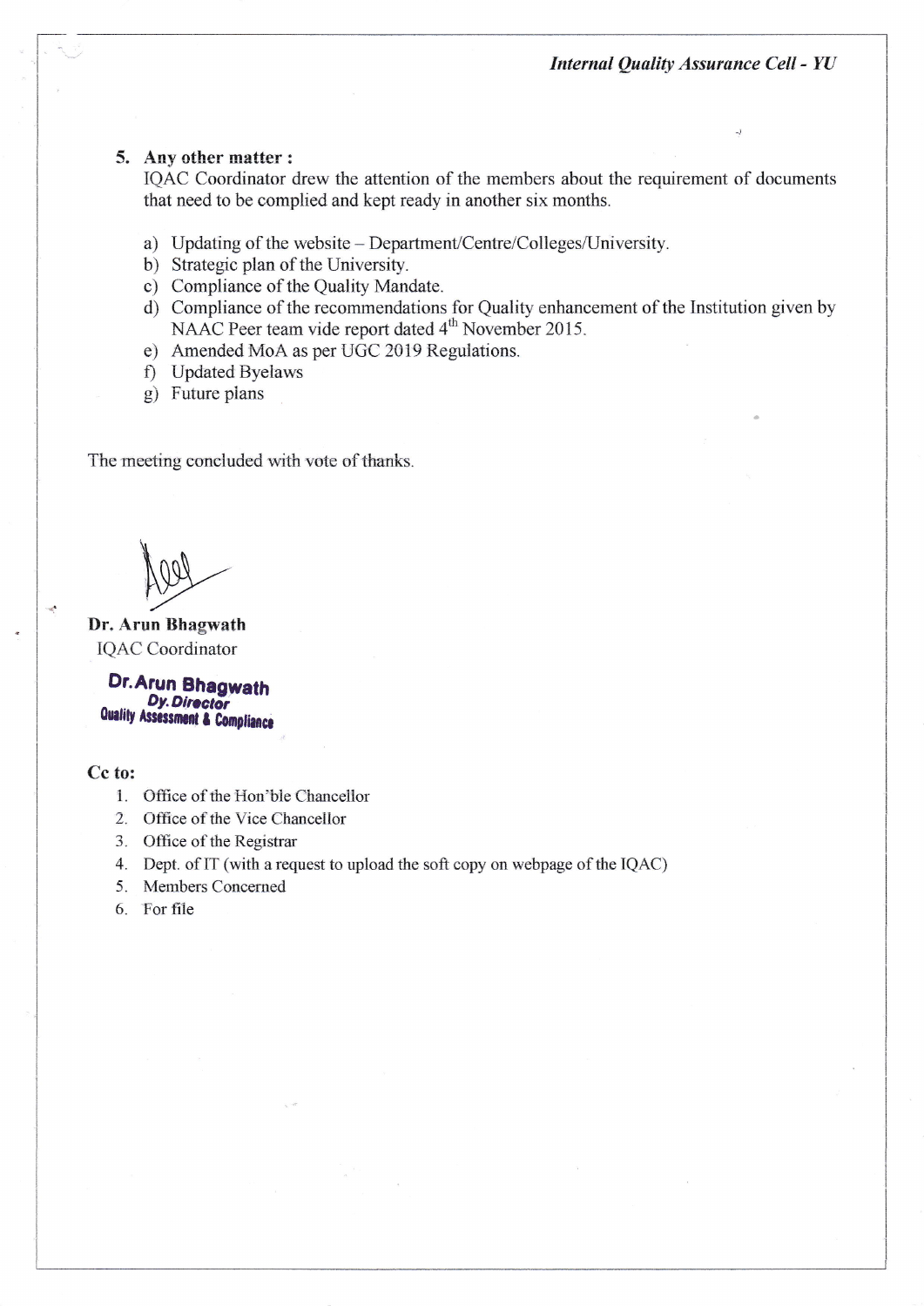5. **Any other matter :**

   IQAC Coordinator drew the attention of the members about the requirement of documents that need to be complied and kept ready in another six months.

   a) Updating of the website – Department/Centre/Colleges/University.
   b) Strategic plan of the University.
   c) Compliance of the Quality Mandate.
   d) Compliance of the recommendations for Quality enhancement of the Institution given by NAAC Peer team vide report dated 4th November 2015.
   e) Amended MoA as per UGC 2019 Regulations.
   f) Updated Byelaws
   g) Future plans

The meeting concluded with vote of thanks.

**Dr. Arun Bhagwath**
IQAC Coordinator

**Dr. Arun Bhagwath**
*Dy. Director*
Quality Assessment & Compliance

**Cc to:**

1. Office of the Hon'ble Chancellor
2. Office of the Vice Chancellor
3. Office of the Registrar
4. Dept. of IT (with a request to upload the soft copy on webpage of the IQAC)
5. Members Concerned
6. For file